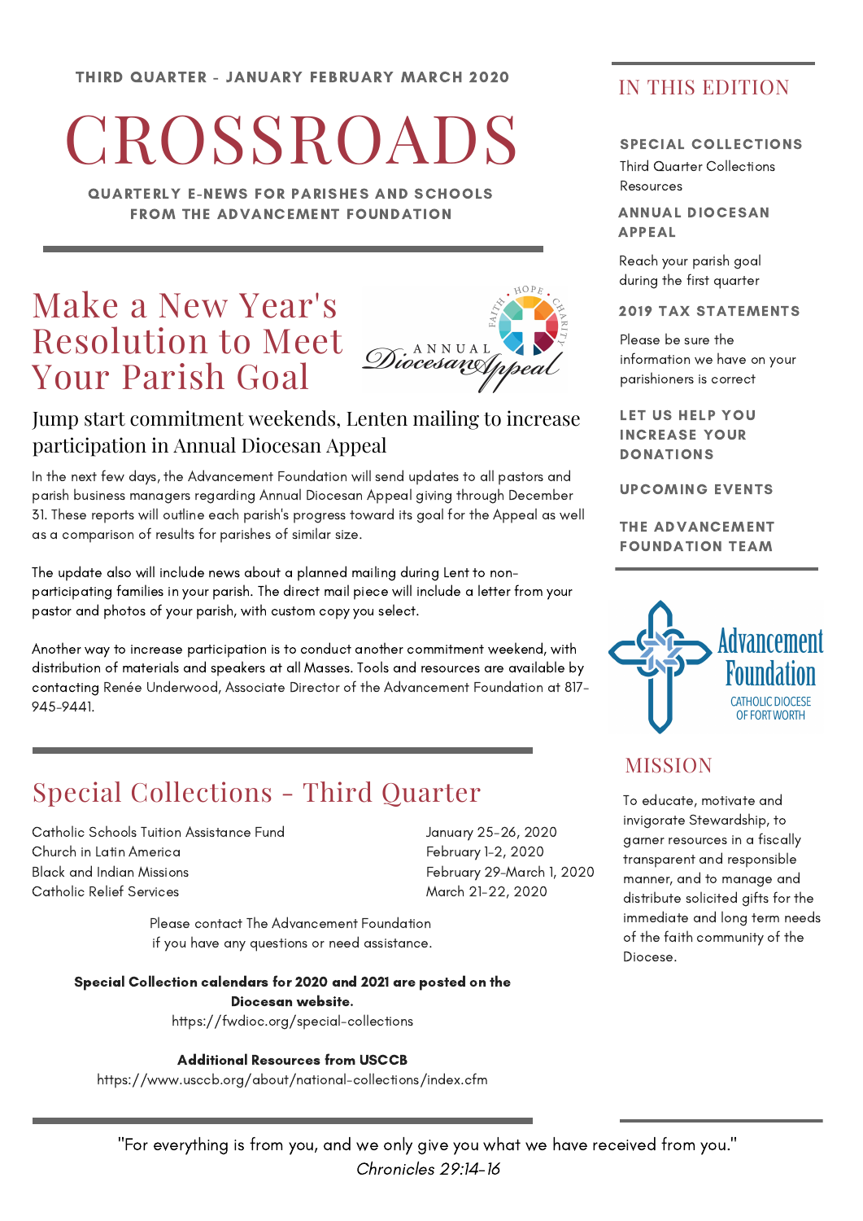THIRD QUARTER - JANUARY FEBRUARY MARCH 2020

# CROSSROADS

QUARTERLY E-NEWS FOR PARISHES AND SCHOOLS FROM THE ADVANCEMENT FOUNDATION

## Make a New Year's Resolution to Meet Your Parish Goal

### Jump start commitment weekends, Lenten mailing to increase participation in Annual Diocesan Appeal

In the next few days, the Advancement Foundation will send updates to all pastors and parish business managers regarding Annual Diocesan Appeal giving through December 31. These reports will outline each parish's progress toward its goal for the Appeal as well as a comparison of results for parishes of similar size.

The update also will include news about a planned mailing during Lent to non-participating families in your parish. The direct mail piece will include a letter from your pastor and photos of your parish, with custom copy you select.

Another way to increase participation is to conduct another commitment weekend, with distribution of materials and speakers at all Masses. Tools and resources are available by contacting Renée Underwood, Associate Director of the Advancement Foundation at 817-945-9441.

## Special Collections - Third Quarter

| | |
|---|---|
| Catholic Schools Tuition Assistance Fund | January 25-26, 2020 |
| Church in Latin America | February 1-2, 2020 |
| Black and Indian Missions | February 29-March 1, 2020 |
| Catholic Relief Services | March 21-22, 2020 |

Please contact The Advancement Foundation if you have any questions or need assistance.

**Special Collection calendars for 2020 and 2021 are posted on the Diocesan website.**
https://fwdioc.org/special-collections

**Additional Resources from USCCB**
https://www.usccb.org/about/national-collections/index.cfm

## IN THIS EDITION

**SPECIAL COLLECTIONS**
Third Quarter Collections Resources

**ANNUAL DIOCESAN APPEAL**
Reach your parish goal during the first quarter

**2019 TAX STATEMENTS**
Please be sure the information we have on your parishioners is correct

**LET US HELP YOU INCREASE YOUR DONATIONS**

**UPCOMING EVENTS**

**THE ADVANCEMENT FOUNDATION TEAM**

Advancement Foundation
CATHOLIC DIOCESE OF FORT WORTH

## MISSION

To educate, motivate and invigorate Stewardship, to garner resources in a fiscally transparent and responsible manner, and to manage and distribute solicited gifts for the immediate and long term needs of the faith community of the Diocese.

"For everything is from you, and we only give you what we have received from you."
*Chronicles 29:14-16*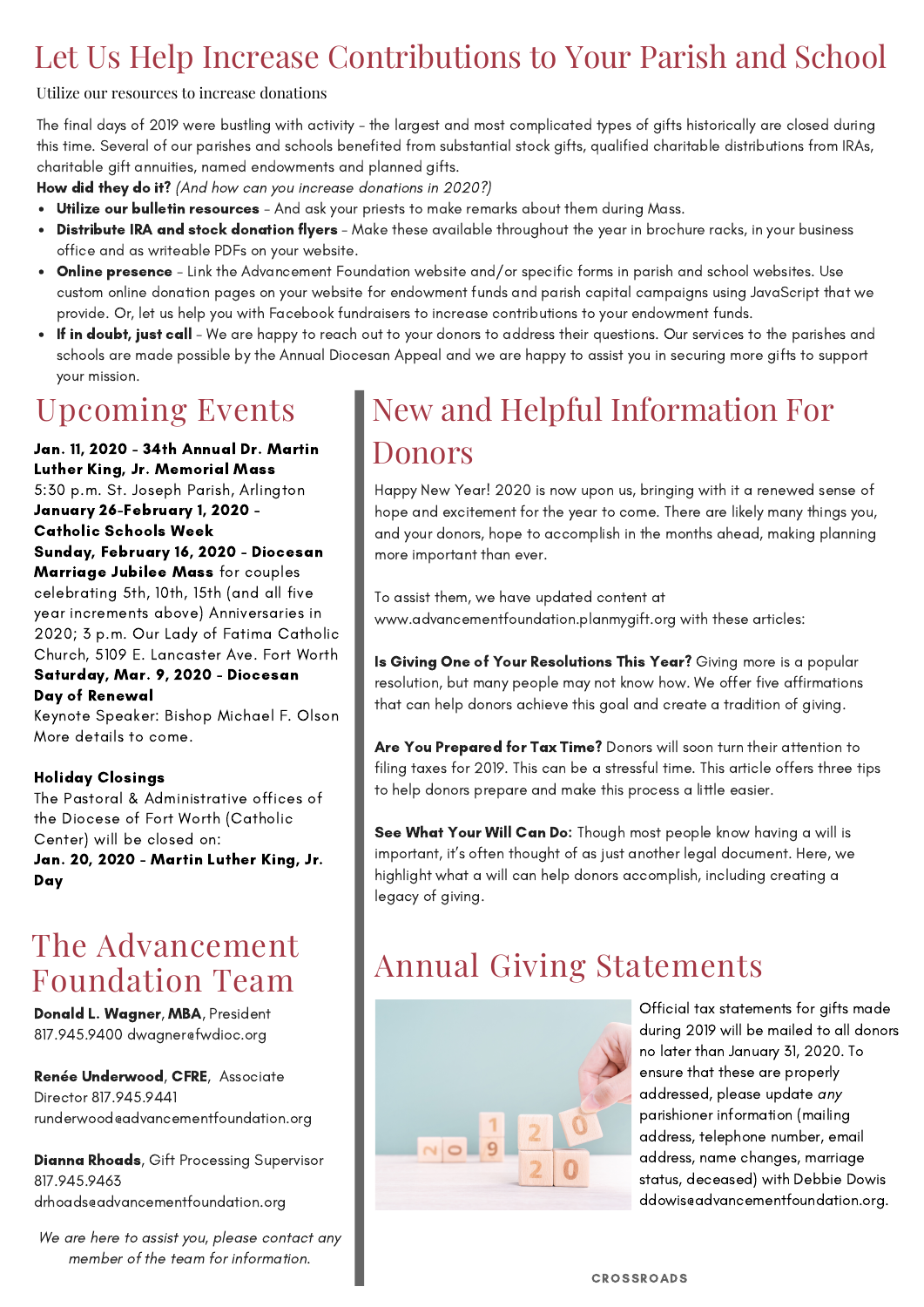# Let Us Help Increase Contributions to Your Parish and School

Utilize our resources to increase donations

The final days of 2019 were bustling with activity – the largest and most complicated types of gifts historically are closed during this time. Several of our parishes and schools benefited from substantial stock gifts, qualified charitable distributions from IRAs, charitable gift annuities, named endowments and planned gifts.

**How did they do it?** *(And how can you increase donations in 2020?)*

- **Utilize our bulletin resources** – And ask your priests to make remarks about them during Mass.
- **Distribute IRA and stock donation flyers** – Make these available throughout the year in brochure racks, in your business office and as writeable PDFs on your website.
- **Online presence** – Link the Advancement Foundation website and/or specific forms in parish and school websites. Use custom online donation pages on your website for endowment funds and parish capital campaigns using JavaScript that we provide. Or, let us help you with Facebook fundraisers to increase contributions to your endowment funds.
- **If in doubt, just call** – We are happy to reach out to your donors to address their questions. Our services to the parishes and schools are made possible by the Annual Diocesan Appeal and we are happy to assist you in securing more gifts to support your mission.

## Upcoming Events

**Jan. 11, 2020 - 34th Annual Dr. Martin Luther King, Jr. Memorial Mass**
5:30 p.m. St. Joseph Parish, Arlington

**January 26-February 1, 2020 - Catholic Schools Week**

**Sunday, February 16, 2020 - Diocesan Marriage Jubilee Mass** for couples celebrating 5th, 10th, 15th (and all five year increments above) Anniversaries in 2020; 3 p.m. Our Lady of Fatima Catholic Church, 5109 E. Lancaster Ave. Fort Worth

**Saturday, Mar. 9, 2020 - Diocesan Day of Renewal**
Keynote Speaker: Bishop Michael F. Olson
More details to come.

**Holiday Closings**
The Pastoral & Administrative offices of the Diocese of Fort Worth (Catholic Center) will be closed on:
**Jan. 20, 2020 - Martin Luther King, Jr. Day**

## The Advancement Foundation Team

**Donald L. Wagner, MBA**, President
817.945.9400 dwagner@fwdioc.org

**Renée Underwood, CFRE**, Associate Director 817.945.9441
runderwood@advancementfoundation.org

**Dianna Rhoads**, Gift Processing Supervisor
817.945.9463
drhoads@advancementfoundation.org

*We are here to assist you, please contact any member of the team for information.*

## New and Helpful Information For Donors

Happy New Year! 2020 is now upon us, bringing with it a renewed sense of hope and excitement for the year to come. There are likely many things you, and your donors, hope to accomplish in the months ahead, making planning more important than ever.

To assist them, we have updated content at www.advancementfoundation.planmygift.org with these articles:

**Is Giving One of Your Resolutions This Year?** Giving more is a popular resolution, but many people may not know how. We offer five affirmations that can help donors achieve this goal and create a tradition of giving.

**Are You Prepared for Tax Time?** Donors will soon turn their attention to filing taxes for 2019. This can be a stressful time. This article offers three tips to help donors prepare and make this process a little easier.

**See What Your Will Can Do:** Though most people know having a will is important, it's often thought of as just another legal document. Here, we highlight what a will can help donors accomplish, including creating a legacy of giving.

## Annual Giving Statements

Official tax statements for gifts made during 2019 will be mailed to all donors no later than January 31, 2020. To ensure that these are properly addressed, please update *any* parishioner information (mailing address, telephone number, email address, name changes, marriage status, deceased) with Debbie Dowis ddowis@advancementfoundation.org.